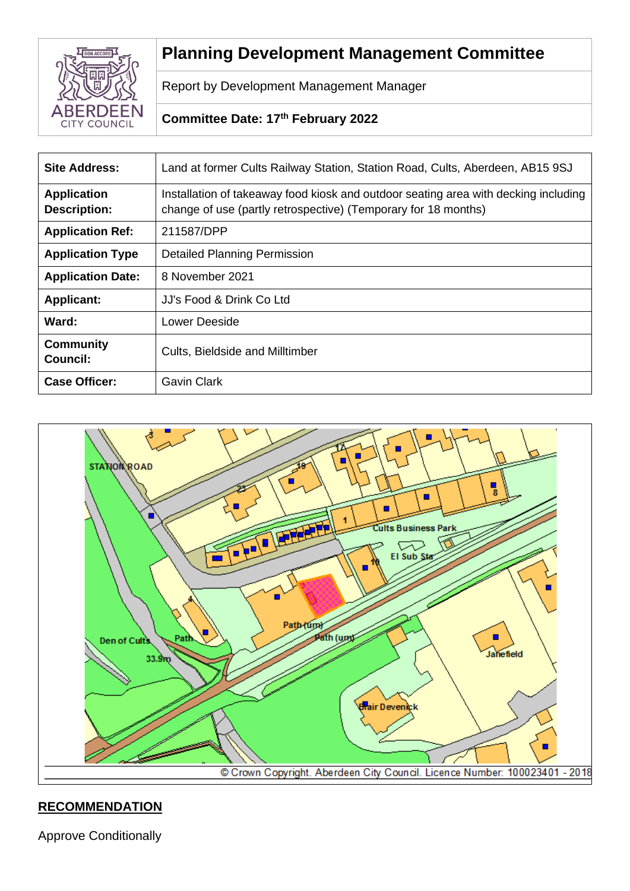# Planning Development Management Committee

Report by Development Management Manager

**Committee Date: 17th February 2022**

| | |
|---|---|
| **Site Address:** | Land at former Cults Railway Station, Station Road, Cults, Aberdeen, AB15 9SJ |
| **Application Description:** | Installation of takeaway food kiosk and outdoor seating area with decking including change of use (partly retrospective) (Temporary for 18 months) |
| **Application Ref:** | 211587/DPP |
| **Application Type** | Detailed Planning Permission |
| **Application Date:** | 8 November 2021 |
| **Applicant:** | JJ's Food & Drink Co Ltd |
| **Ward:** | Lower Deeside |
| **Community Council:** | Cults, Bieldside and Milltimber |
| **Case Officer:** | Gavin Clark |

© Crown Copyright. Aberdeen City Council. Licence Number: 100023401 - 2018

## RECOMMENDATION

Approve Conditionally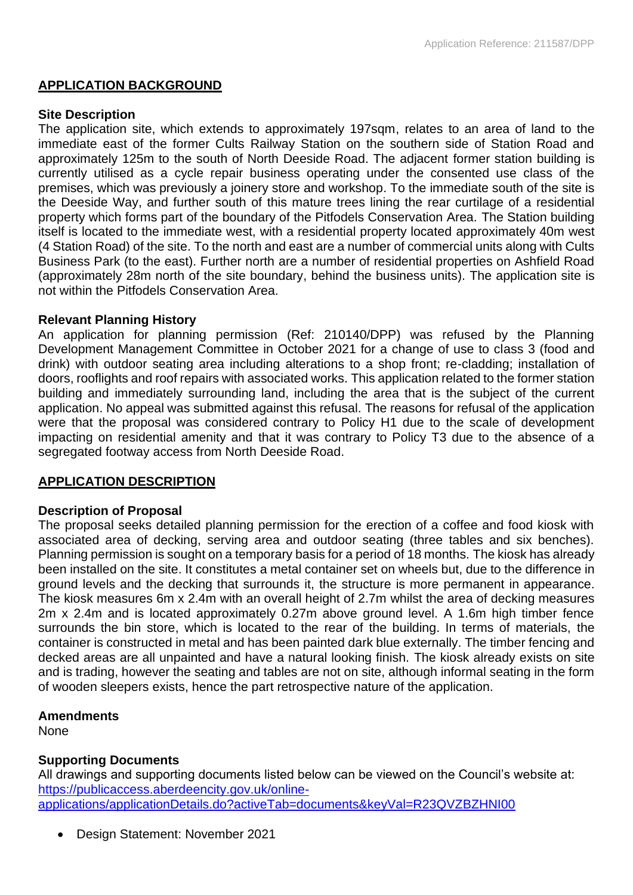## APPLICATION BACKGROUND

**Site Description**

The application site, which extends to approximately 197sqm, relates to an area of land to the immediate east of the former Cults Railway Station on the southern side of Station Road and approximately 125m to the south of North Deeside Road. The adjacent former station building is currently utilised as a cycle repair business operating under the consented use class of the premises, which was previously a joinery store and workshop. To the immediate south of the site is the Deeside Way, and further south of this mature trees lining the rear curtilage of a residential property which forms part of the boundary of the Pitfodels Conservation Area. The Station building itself is located to the immediate west, with a residential property located approximately 40m west (4 Station Road) of the site. To the north and east are a number of commercial units along with Cults Business Park (to the east). Further north are a number of residential properties on Ashfield Road (approximately 28m north of the site boundary, behind the business units). The application site is not within the Pitfodels Conservation Area.

**Relevant Planning History**

An application for planning permission (Ref: 210140/DPP) was refused by the Planning Development Management Committee in October 2021 for a change of use to class 3 (food and drink) with outdoor seating area including alterations to a shop front; re-cladding; installation of doors, rooflights and roof repairs with associated works. This application related to the former station building and immediately surrounding land, including the area that is the subject of the current application. No appeal was submitted against this refusal. The reasons for refusal of the application were that the proposal was considered contrary to Policy H1 due to the scale of development impacting on residential amenity and that it was contrary to Policy T3 due to the absence of a segregated footway access from North Deeside Road.

## APPLICATION DESCRIPTION

**Description of Proposal**

The proposal seeks detailed planning permission for the erection of a coffee and food kiosk with associated area of decking, serving area and outdoor seating (three tables and six benches). Planning permission is sought on a temporary basis for a period of 18 months. The kiosk has already been installed on the site. It constitutes a metal container set on wheels but, due to the difference in ground levels and the decking that surrounds it, the structure is more permanent in appearance. The kiosk measures 6m x 2.4m with an overall height of 2.7m whilst the area of decking measures 2m x 2.4m and is located approximately 0.27m above ground level. A 1.6m high timber fence surrounds the bin store, which is located to the rear of the building. In terms of materials, the container is constructed in metal and has been painted dark blue externally. The timber fencing and decked areas are all unpainted and have a natural looking finish. The kiosk already exists on site and is trading, however the seating and tables are not on site, although informal seating in the form of wooden sleepers exists, hence the part retrospective nature of the application.

**Amendments**

None

**Supporting Documents**

All drawings and supporting documents listed below can be viewed on the Council's website at: [https://publicaccess.aberdeencity.gov.uk/online-applications/applicationDetails.do?activeTab=documents&keyVal=R23QVZBZHNI00](https://publicaccess.aberdeencity.gov.uk/online-applications/applicationDetails.do?activeTab=documents&keyVal=R23QVZBZHNI00)

- Design Statement: November 2021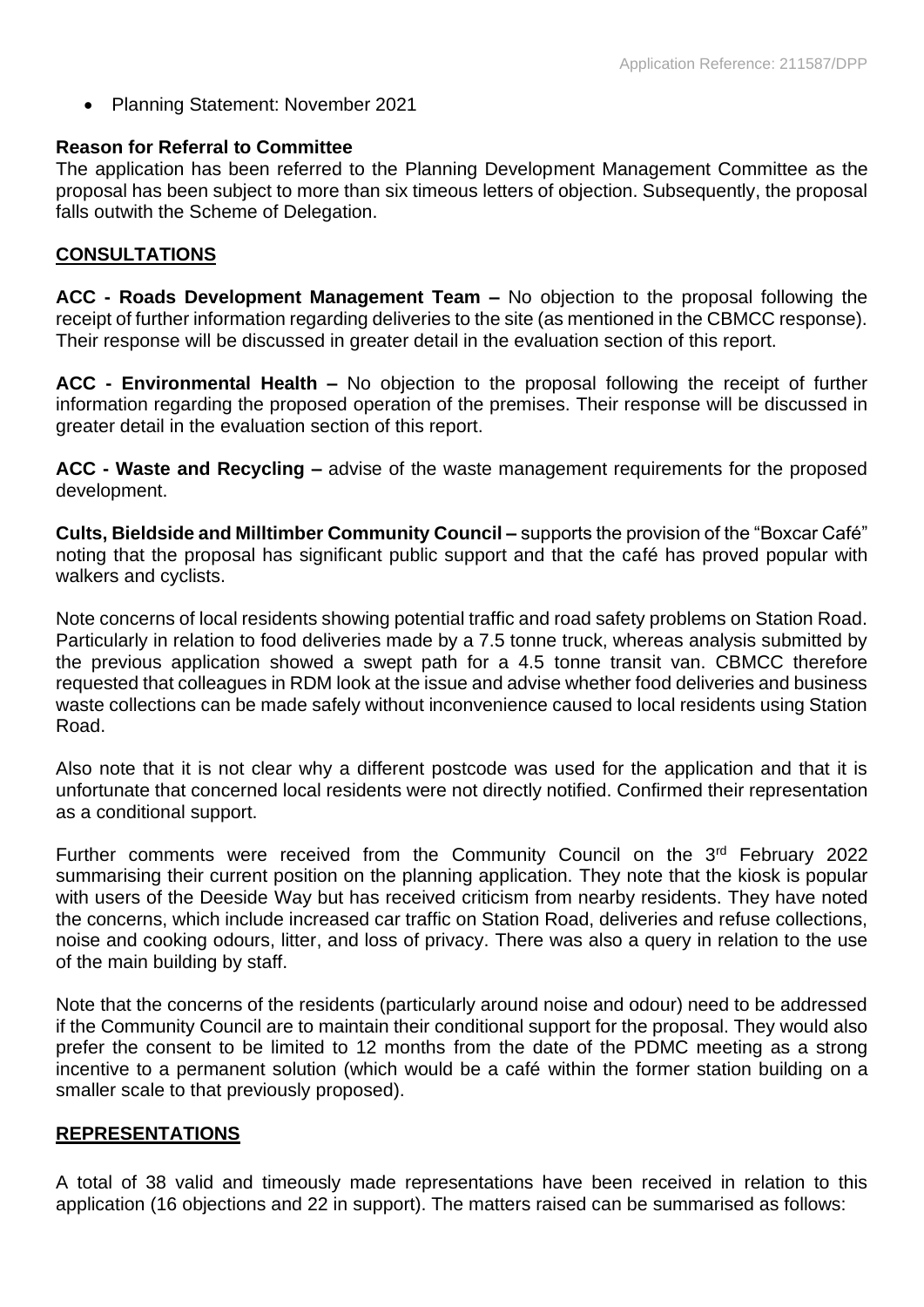- Planning Statement: November 2021

**Reason for Referral to Committee**

The application has been referred to the Planning Development Management Committee as the proposal has been subject to more than six timeous letters of objection. Subsequently, the proposal falls outwith the Scheme of Delegation.

## CONSULTATIONS

**ACC - Roads Development Management Team –** No objection to the proposal following the receipt of further information regarding deliveries to the site (as mentioned in the CBMCC response). Their response will be discussed in greater detail in the evaluation section of this report.

**ACC - Environmental Health –** No objection to the proposal following the receipt of further information regarding the proposed operation of the premises. Their response will be discussed in greater detail in the evaluation section of this report.

**ACC - Waste and Recycling –** advise of the waste management requirements for the proposed development.

**Cults, Bieldside and Milltimber Community Council –** supports the provision of the "Boxcar Café" noting that the proposal has significant public support and that the café has proved popular with walkers and cyclists.

Note concerns of local residents showing potential traffic and road safety problems on Station Road. Particularly in relation to food deliveries made by a 7.5 tonne truck, whereas analysis submitted by the previous application showed a swept path for a 4.5 tonne transit van. CBMCC therefore requested that colleagues in RDM look at the issue and advise whether food deliveries and business waste collections can be made safely without inconvenience caused to local residents using Station Road.

Also note that it is not clear why a different postcode was used for the application and that it is unfortunate that concerned local residents were not directly notified. Confirmed their representation as a conditional support.

Further comments were received from the Community Council on the 3rd February 2022 summarising their current position on the planning application. They note that the kiosk is popular with users of the Deeside Way but has received criticism from nearby residents. They have noted the concerns, which include increased car traffic on Station Road, deliveries and refuse collections, noise and cooking odours, litter, and loss of privacy. There was also a query in relation to the use of the main building by staff.

Note that the concerns of the residents (particularly around noise and odour) need to be addressed if the Community Council are to maintain their conditional support for the proposal. They would also prefer the consent to be limited to 12 months from the date of the PDMC meeting as a strong incentive to a permanent solution (which would be a café within the former station building on a smaller scale to that previously proposed).

## REPRESENTATIONS

A total of 38 valid and timeously made representations have been received in relation to this application (16 objections and 22 in support). The matters raised can be summarised as follows: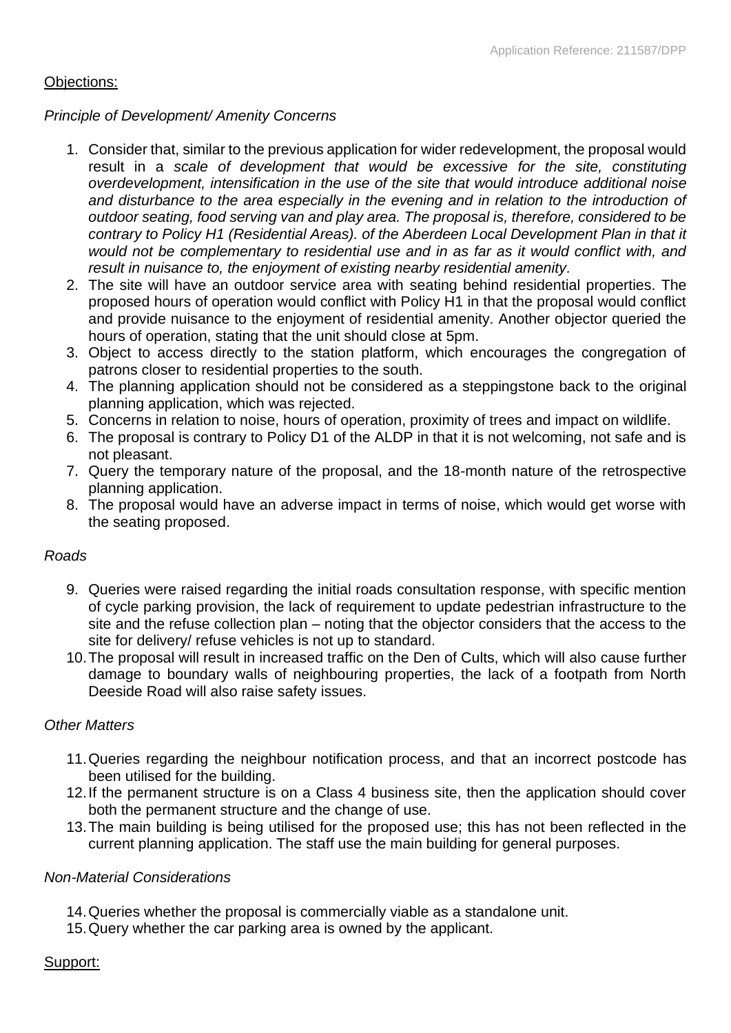Objections:

*Principle of Development/ Amenity Concerns*

1. Consider that, similar to the previous application for wider redevelopment, the proposal would result in a *scale of development that would be excessive for the site, constituting overdevelopment, intensification in the use of the site that would introduce additional noise and disturbance to the area especially in the evening and in relation to the introduction of outdoor seating, food serving van and play area. The proposal is, therefore, considered to be contrary to Policy H1 (Residential Areas). of the Aberdeen Local Development Plan in that it would not be complementary to residential use and in as far as it would conflict with, and result in nuisance to, the enjoyment of existing nearby residential amenity.*
2. The site will have an outdoor service area with seating behind residential properties. The proposed hours of operation would conflict with Policy H1 in that the proposal would conflict and provide nuisance to the enjoyment of residential amenity. Another objector queried the hours of operation, stating that the unit should close at 5pm.
3. Object to access directly to the station platform, which encourages the congregation of patrons closer to residential properties to the south.
4. The planning application should not be considered as a steppingstone back to the original planning application, which was rejected.
5. Concerns in relation to noise, hours of operation, proximity of trees and impact on wildlife.
6. The proposal is contrary to Policy D1 of the ALDP in that it is not welcoming, not safe and is not pleasant.
7. Query the temporary nature of the proposal, and the 18-month nature of the retrospective planning application.
8. The proposal would have an adverse impact in terms of noise, which would get worse with the seating proposed.

*Roads*

9. Queries were raised regarding the initial roads consultation response, with specific mention of cycle parking provision, the lack of requirement to update pedestrian infrastructure to the site and the refuse collection plan – noting that the objector considers that the access to the site for delivery/ refuse vehicles is not up to standard.
10. The proposal will result in increased traffic on the Den of Cults, which will also cause further damage to boundary walls of neighbouring properties, the lack of a footpath from North Deeside Road will also raise safety issues.

*Other Matters*

11. Queries regarding the neighbour notification process, and that an incorrect postcode has been utilised for the building.
12. If the permanent structure is on a Class 4 business site, then the application should cover both the permanent structure and the change of use.
13. The main building is being utilised for the proposed use; this has not been reflected in the current planning application. The staff use the main building for general purposes.

*Non-Material Considerations*

14. Queries whether the proposal is commercially viable as a standalone unit.
15. Query whether the car parking area is owned by the applicant.

Support: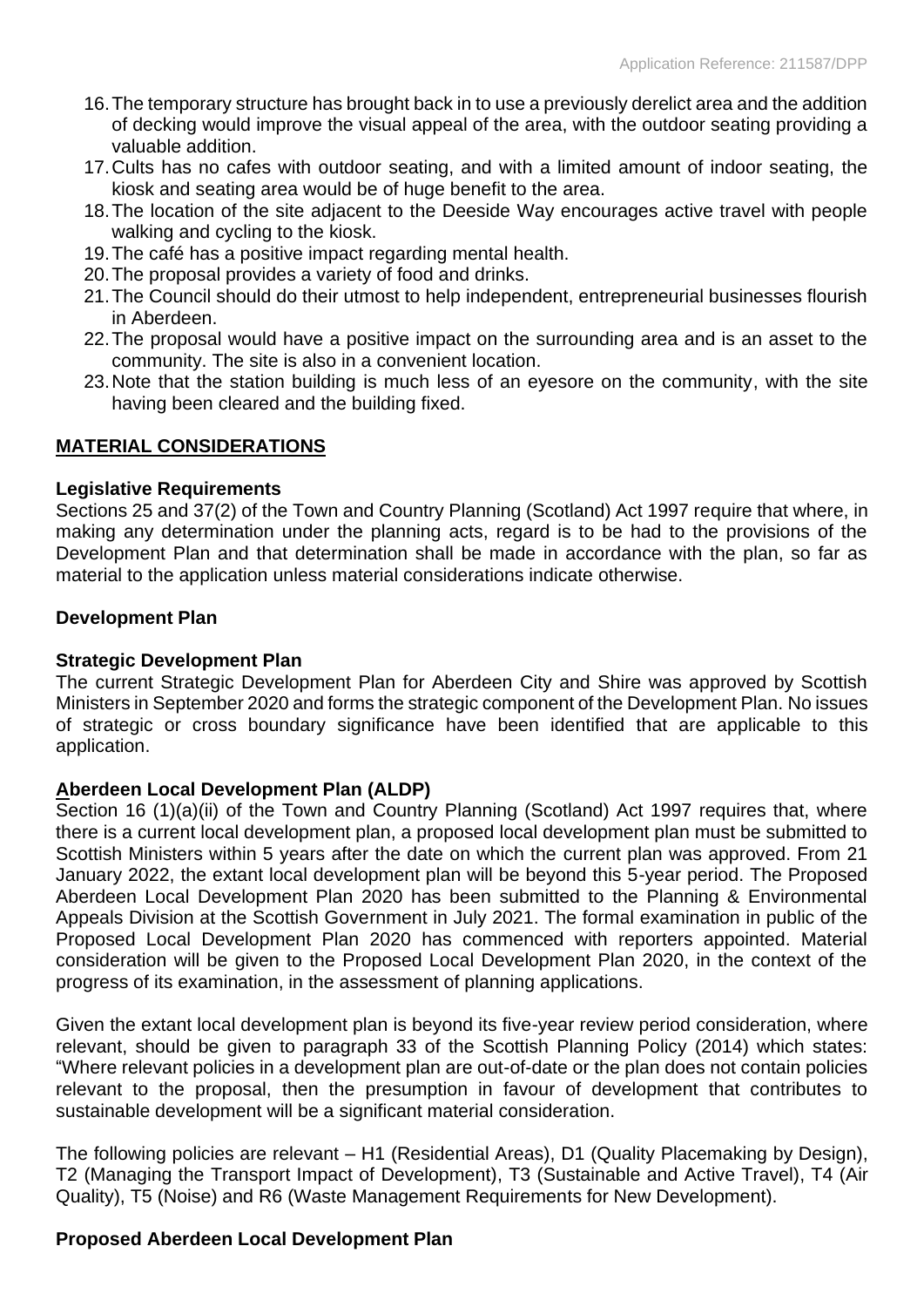16. The temporary structure has brought back in to use a previously derelict area and the addition of decking would improve the visual appeal of the area, with the outdoor seating providing a valuable addition.
17. Cults has no cafes with outdoor seating, and with a limited amount of indoor seating, the kiosk and seating area would be of huge benefit to the area.
18. The location of the site adjacent to the Deeside Way encourages active travel with people walking and cycling to the kiosk.
19. The café has a positive impact regarding mental health.
20. The proposal provides a variety of food and drinks.
21. The Council should do their utmost to help independent, entrepreneurial businesses flourish in Aberdeen.
22. The proposal would have a positive impact on the surrounding area and is an asset to the community. The site is also in a convenient location.
23. Note that the station building is much less of an eyesore on the community, with the site having been cleared and the building fixed.

## MATERIAL CONSIDERATIONS

### Legislative Requirements

Sections 25 and 37(2) of the Town and Country Planning (Scotland) Act 1997 require that where, in making any determination under the planning acts, regard is to be had to the provisions of the Development Plan and that determination shall be made in accordance with the plan, so far as material to the application unless material considerations indicate otherwise.

### Development Plan

### Strategic Development Plan

The current Strategic Development Plan for Aberdeen City and Shire was approved by Scottish Ministers in September 2020 and forms the strategic component of the Development Plan. No issues of strategic or cross boundary significance have been identified that are applicable to this application.

### Aberdeen Local Development Plan (ALDP)

Section 16 (1)(a)(ii) of the Town and Country Planning (Scotland) Act 1997 requires that, where there is a current local development plan, a proposed local development plan must be submitted to Scottish Ministers within 5 years after the date on which the current plan was approved. From 21 January 2022, the extant local development plan will be beyond this 5-year period. The Proposed Aberdeen Local Development Plan 2020 has been submitted to the Planning & Environmental Appeals Division at the Scottish Government in July 2021. The formal examination in public of the Proposed Local Development Plan 2020 has commenced with reporters appointed. Material consideration will be given to the Proposed Local Development Plan 2020, in the context of the progress of its examination, in the assessment of planning applications.

Given the extant local development plan is beyond its five-year review period consideration, where relevant, should be given to paragraph 33 of the Scottish Planning Policy (2014) which states: "Where relevant policies in a development plan are out-of-date or the plan does not contain policies relevant to the proposal, then the presumption in favour of development that contributes to sustainable development will be a significant material consideration.

The following policies are relevant – H1 (Residential Areas), D1 (Quality Placemaking by Design), T2 (Managing the Transport Impact of Development), T3 (Sustainable and Active Travel), T4 (Air Quality), T5 (Noise) and R6 (Waste Management Requirements for New Development).

### Proposed Aberdeen Local Development Plan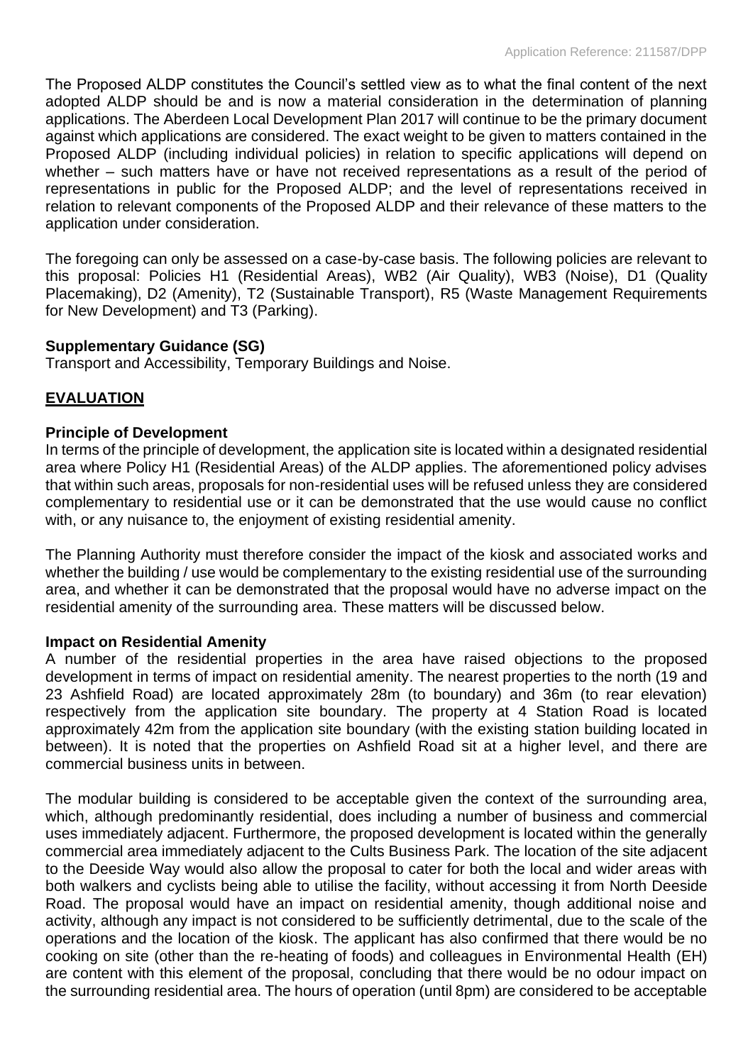The Proposed ALDP constitutes the Council's settled view as to what the final content of the next adopted ALDP should be and is now a material consideration in the determination of planning applications. The Aberdeen Local Development Plan 2017 will continue to be the primary document against which applications are considered. The exact weight to be given to matters contained in the Proposed ALDP (including individual policies) in relation to specific applications will depend on whether – such matters have or have not received representations as a result of the period of representations in public for the Proposed ALDP; and the level of representations received in relation to relevant components of the Proposed ALDP and their relevance of these matters to the application under consideration.

The foregoing can only be assessed on a case-by-case basis. The following policies are relevant to this proposal: Policies H1 (Residential Areas), WB2 (Air Quality), WB3 (Noise), D1 (Quality Placemaking), D2 (Amenity), T2 (Sustainable Transport), R5 (Waste Management Requirements for New Development) and T3 (Parking).

**Supplementary Guidance (SG)**

Transport and Accessibility, Temporary Buildings and Noise.

## EVALUATION

**Principle of Development**

In terms of the principle of development, the application site is located within a designated residential area where Policy H1 (Residential Areas) of the ALDP applies. The aforementioned policy advises that within such areas, proposals for non-residential uses will be refused unless they are considered complementary to residential use or it can be demonstrated that the use would cause no conflict with, or any nuisance to, the enjoyment of existing residential amenity.

The Planning Authority must therefore consider the impact of the kiosk and associated works and whether the building / use would be complementary to the existing residential use of the surrounding area, and whether it can be demonstrated that the proposal would have no adverse impact on the residential amenity of the surrounding area. These matters will be discussed below.

**Impact on Residential Amenity**

A number of the residential properties in the area have raised objections to the proposed development in terms of impact on residential amenity. The nearest properties to the north (19 and 23 Ashfield Road) are located approximately 28m (to boundary) and 36m (to rear elevation) respectively from the application site boundary. The property at 4 Station Road is located approximately 42m from the application site boundary (with the existing station building located in between). It is noted that the properties on Ashfield Road sit at a higher level, and there are commercial business units in between.

The modular building is considered to be acceptable given the context of the surrounding area, which, although predominantly residential, does including a number of business and commercial uses immediately adjacent. Furthermore, the proposed development is located within the generally commercial area immediately adjacent to the Cults Business Park. The location of the site adjacent to the Deeside Way would also allow the proposal to cater for both the local and wider areas with both walkers and cyclists being able to utilise the facility, without accessing it from North Deeside Road. The proposal would have an impact on residential amenity, though additional noise and activity, although any impact is not considered to be sufficiently detrimental, due to the scale of the operations and the location of the kiosk. The applicant has also confirmed that there would be no cooking on site (other than the re-heating of foods) and colleagues in Environmental Health (EH) are content with this element of the proposal, concluding that there would be no odour impact on the surrounding residential area. The hours of operation (until 8pm) are considered to be acceptable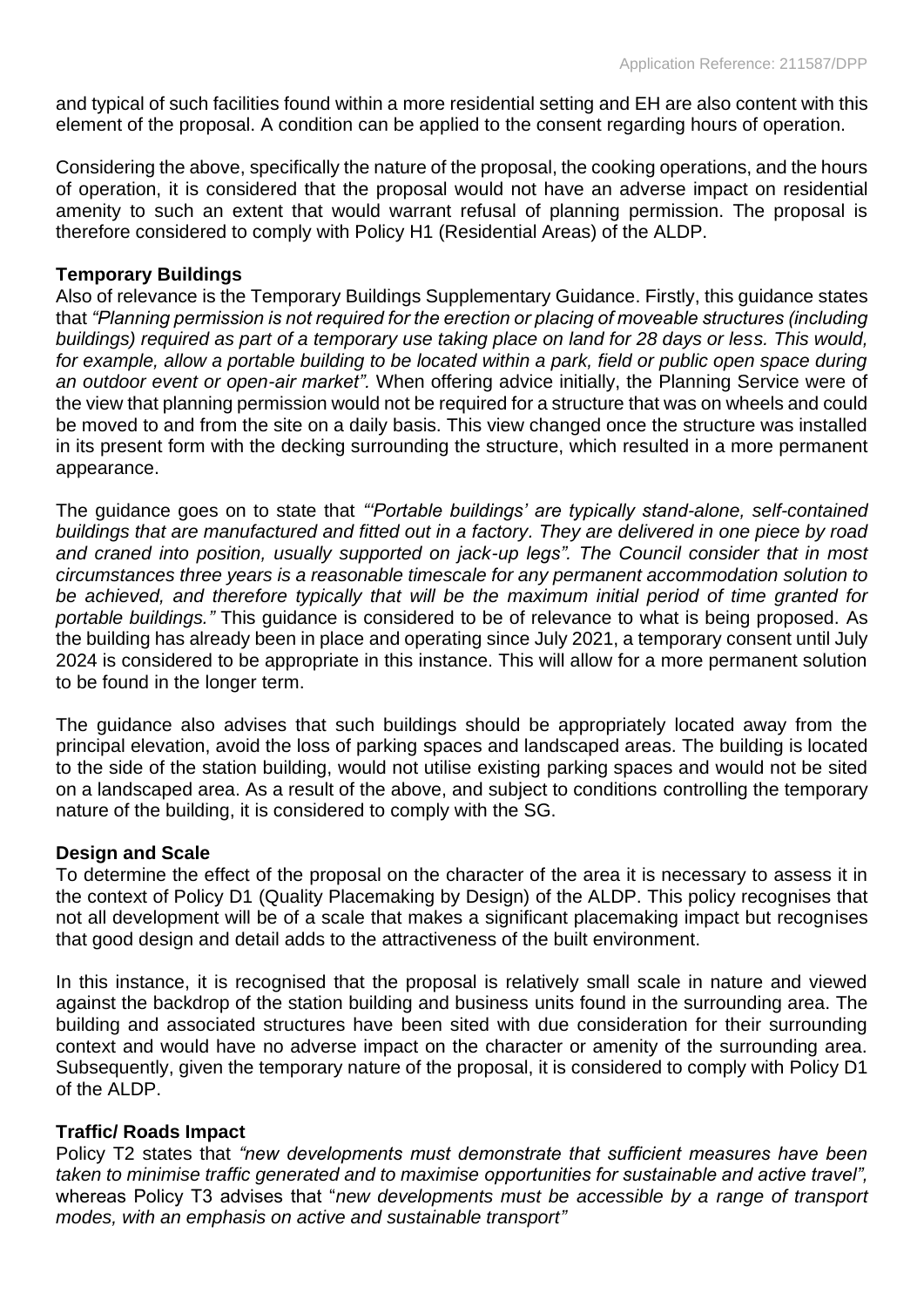and typical of such facilities found within a more residential setting and EH are also content with this element of the proposal. A condition can be applied to the consent regarding hours of operation.

Considering the above, specifically the nature of the proposal, the cooking operations, and the hours of operation, it is considered that the proposal would not have an adverse impact on residential amenity to such an extent that would warrant refusal of planning permission. The proposal is therefore considered to comply with Policy H1 (Residential Areas) of the ALDP.

**Temporary Buildings**

Also of relevance is the Temporary Buildings Supplementary Guidance. Firstly, this guidance states that *"Planning permission is not required for the erection or placing of moveable structures (including buildings) required as part of a temporary use taking place on land for 28 days or less. This would, for example, allow a portable building to be located within a park, field or public open space during an outdoor event or open-air market".* When offering advice initially, the Planning Service were of the view that planning permission would not be required for a structure that was on wheels and could be moved to and from the site on a daily basis. This view changed once the structure was installed in its present form with the decking surrounding the structure, which resulted in a more permanent appearance.

The guidance goes on to state that *"'Portable buildings' are typically stand-alone, self-contained buildings that are manufactured and fitted out in a factory. They are delivered in one piece by road and craned into position, usually supported on jack-up legs". The Council consider that in most circumstances three years is a reasonable timescale for any permanent accommodation solution to be achieved, and therefore typically that will be the maximum initial period of time granted for portable buildings."* This guidance is considered to be of relevance to what is being proposed. As the building has already been in place and operating since July 2021, a temporary consent until July 2024 is considered to be appropriate in this instance. This will allow for a more permanent solution to be found in the longer term.

The guidance also advises that such buildings should be appropriately located away from the principal elevation, avoid the loss of parking spaces and landscaped areas. The building is located to the side of the station building, would not utilise existing parking spaces and would not be sited on a landscaped area. As a result of the above, and subject to conditions controlling the temporary nature of the building, it is considered to comply with the SG.

**Design and Scale**

To determine the effect of the proposal on the character of the area it is necessary to assess it in the context of Policy D1 (Quality Placemaking by Design) of the ALDP. This policy recognises that not all development will be of a scale that makes a significant placemaking impact but recognises that good design and detail adds to the attractiveness of the built environment.

In this instance, it is recognised that the proposal is relatively small scale in nature and viewed against the backdrop of the station building and business units found in the surrounding area. The building and associated structures have been sited with due consideration for their surrounding context and would have no adverse impact on the character or amenity of the surrounding area. Subsequently, given the temporary nature of the proposal, it is considered to comply with Policy D1 of the ALDP.

**Traffic/ Roads Impact**

Policy T2 states that *"new developments must demonstrate that sufficient measures have been taken to minimise traffic generated and to maximise opportunities for sustainable and active travel",* whereas Policy T3 advises that "*new developments must be accessible by a range of transport modes, with an emphasis on active and sustainable transport"*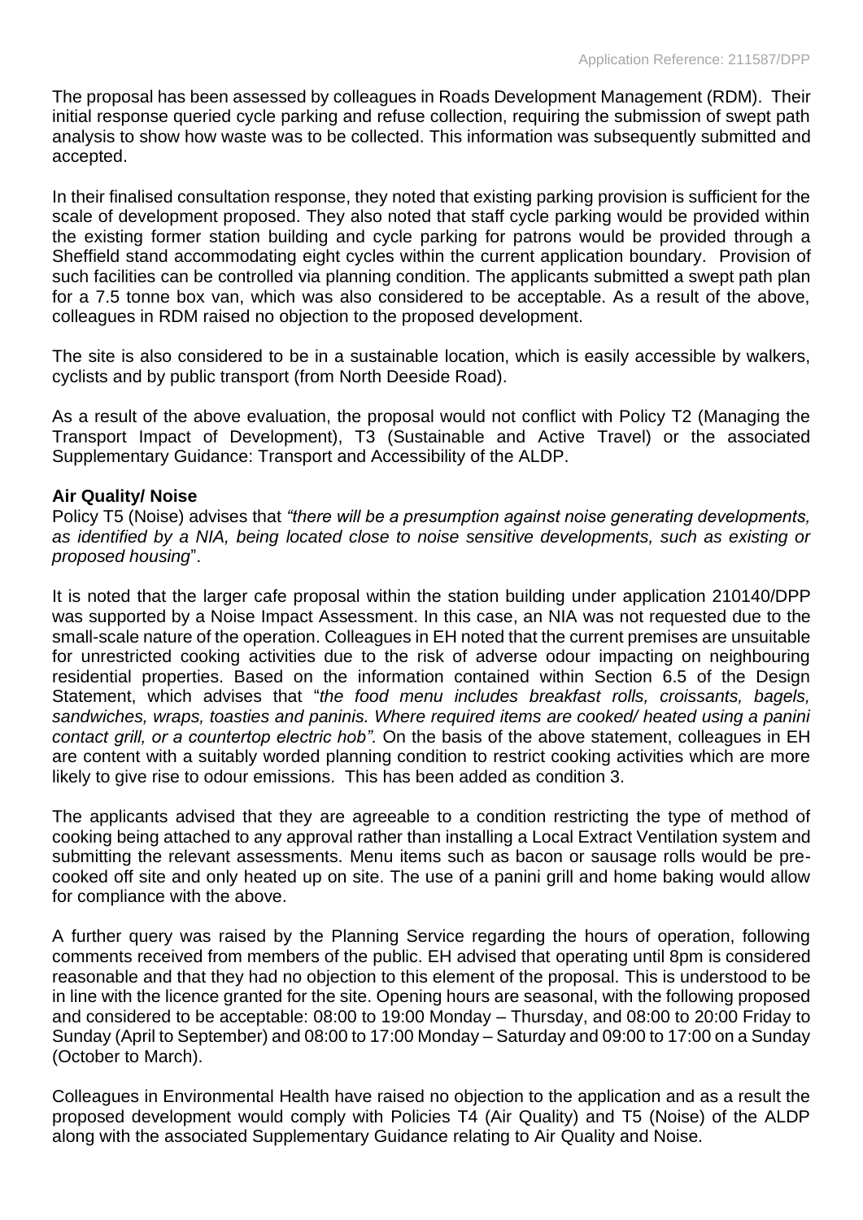The proposal has been assessed by colleagues in Roads Development Management (RDM). Their initial response queried cycle parking and refuse collection, requiring the submission of swept path analysis to show how waste was to be collected. This information was subsequently submitted and accepted.

In their finalised consultation response, they noted that existing parking provision is sufficient for the scale of development proposed. They also noted that staff cycle parking would be provided within the existing former station building and cycle parking for patrons would be provided through a Sheffield stand accommodating eight cycles within the current application boundary. Provision of such facilities can be controlled via planning condition. The applicants submitted a swept path plan for a 7.5 tonne box van, which was also considered to be acceptable. As a result of the above, colleagues in RDM raised no objection to the proposed development.

The site is also considered to be in a sustainable location, which is easily accessible by walkers, cyclists and by public transport (from North Deeside Road).

As a result of the above evaluation, the proposal would not conflict with Policy T2 (Managing the Transport Impact of Development), T3 (Sustainable and Active Travel) or the associated Supplementary Guidance: Transport and Accessibility of the ALDP.

**Air Quality/ Noise**

Policy T5 (Noise) advises that *"there will be a presumption against noise generating developments, as identified by a NIA, being located close to noise sensitive developments, such as existing or proposed housing*".

It is noted that the larger cafe proposal within the station building under application 210140/DPP was supported by a Noise Impact Assessment. In this case, an NIA was not requested due to the small-scale nature of the operation. Colleagues in EH noted that the current premises are unsuitable for unrestricted cooking activities due to the risk of adverse odour impacting on neighbouring residential properties. Based on the information contained within Section 6.5 of the Design Statement, which advises that "*the food menu includes breakfast rolls, croissants, bagels, sandwiches, wraps, toasties and paninis. Where required items are cooked/ heated using a panini contact grill, or a countertop electric hob".* On the basis of the above statement, colleagues in EH are content with a suitably worded planning condition to restrict cooking activities which are more likely to give rise to odour emissions. This has been added as condition 3.

The applicants advised that they are agreeable to a condition restricting the type of method of cooking being attached to any approval rather than installing a Local Extract Ventilation system and submitting the relevant assessments. Menu items such as bacon or sausage rolls would be pre-cooked off site and only heated up on site. The use of a panini grill and home baking would allow for compliance with the above.

A further query was raised by the Planning Service regarding the hours of operation, following comments received from members of the public. EH advised that operating until 8pm is considered reasonable and that they had no objection to this element of the proposal. This is understood to be in line with the licence granted for the site. Opening hours are seasonal, with the following proposed and considered to be acceptable: 08:00 to 19:00 Monday – Thursday, and 08:00 to 20:00 Friday to Sunday (April to September) and 08:00 to 17:00 Monday – Saturday and 09:00 to 17:00 on a Sunday (October to March).

Colleagues in Environmental Health have raised no objection to the application and as a result the proposed development would comply with Policies T4 (Air Quality) and T5 (Noise) of the ALDP along with the associated Supplementary Guidance relating to Air Quality and Noise.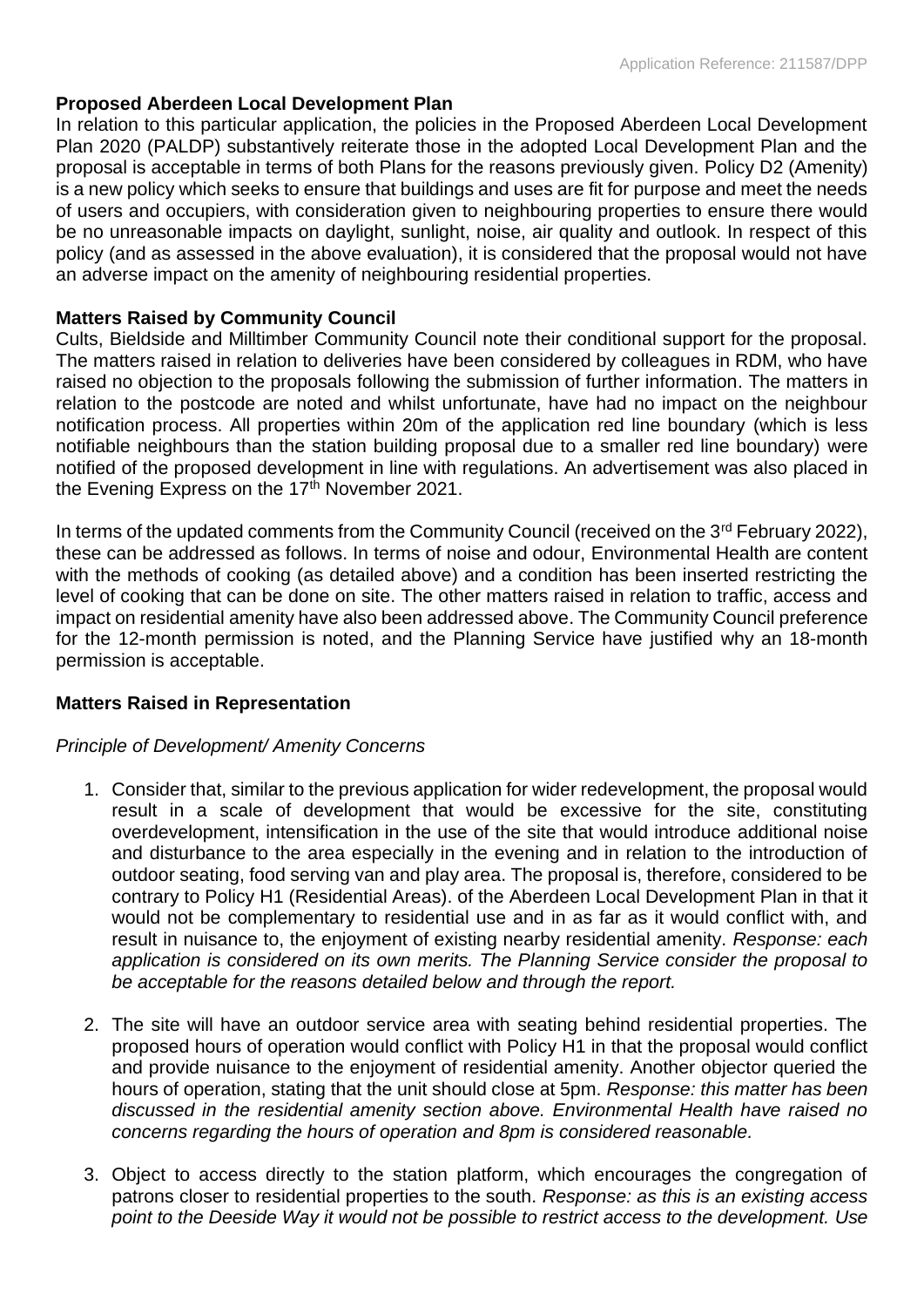**Proposed Aberdeen Local Development Plan**

In relation to this particular application, the policies in the Proposed Aberdeen Local Development Plan 2020 (PALDP) substantively reiterate those in the adopted Local Development Plan and the proposal is acceptable in terms of both Plans for the reasons previously given. Policy D2 (Amenity) is a new policy which seeks to ensure that buildings and uses are fit for purpose and meet the needs of users and occupiers, with consideration given to neighbouring properties to ensure there would be no unreasonable impacts on daylight, sunlight, noise, air quality and outlook. In respect of this policy (and as assessed in the above evaluation), it is considered that the proposal would not have an adverse impact on the amenity of neighbouring residential properties.

**Matters Raised by Community Council**

Cults, Bieldside and Milltimber Community Council note their conditional support for the proposal. The matters raised in relation to deliveries have been considered by colleagues in RDM, who have raised no objection to the proposals following the submission of further information. The matters in relation to the postcode are noted and whilst unfortunate, have had no impact on the neighbour notification process. All properties within 20m of the application red line boundary (which is less notifiable neighbours than the station building proposal due to a smaller red line boundary) were notified of the proposed development in line with regulations. An advertisement was also placed in the Evening Express on the 17th November 2021.

In terms of the updated comments from the Community Council (received on the 3rd February 2022), these can be addressed as follows. In terms of noise and odour, Environmental Health are content with the methods of cooking (as detailed above) and a condition has been inserted restricting the level of cooking that can be done on site. The other matters raised in relation to traffic, access and impact on residential amenity have also been addressed above. The Community Council preference for the 12-month permission is noted, and the Planning Service have justified why an 18-month permission is acceptable.

**Matters Raised in Representation**

*Principle of Development/ Amenity Concerns*

1. Consider that, similar to the previous application for wider redevelopment, the proposal would result in a scale of development that would be excessive for the site, constituting overdevelopment, intensification in the use of the site that would introduce additional noise and disturbance to the area especially in the evening and in relation to the introduction of outdoor seating, food serving van and play area. The proposal is, therefore, considered to be contrary to Policy H1 (Residential Areas). of the Aberdeen Local Development Plan in that it would not be complementary to residential use and in as far as it would conflict with, and result in nuisance to, the enjoyment of existing nearby residential amenity. *Response: each application is considered on its own merits. The Planning Service consider the proposal to be acceptable for the reasons detailed below and through the report.*

2. The site will have an outdoor service area with seating behind residential properties. The proposed hours of operation would conflict with Policy H1 in that the proposal would conflict and provide nuisance to the enjoyment of residential amenity. Another objector queried the hours of operation, stating that the unit should close at 5pm. *Response: this matter has been discussed in the residential amenity section above. Environmental Health have raised no concerns regarding the hours of operation and 8pm is considered reasonable.*

3. Object to access directly to the station platform, which encourages the congregation of patrons closer to residential properties to the south. *Response: as this is an existing access point to the Deeside Way it would not be possible to restrict access to the development. Use*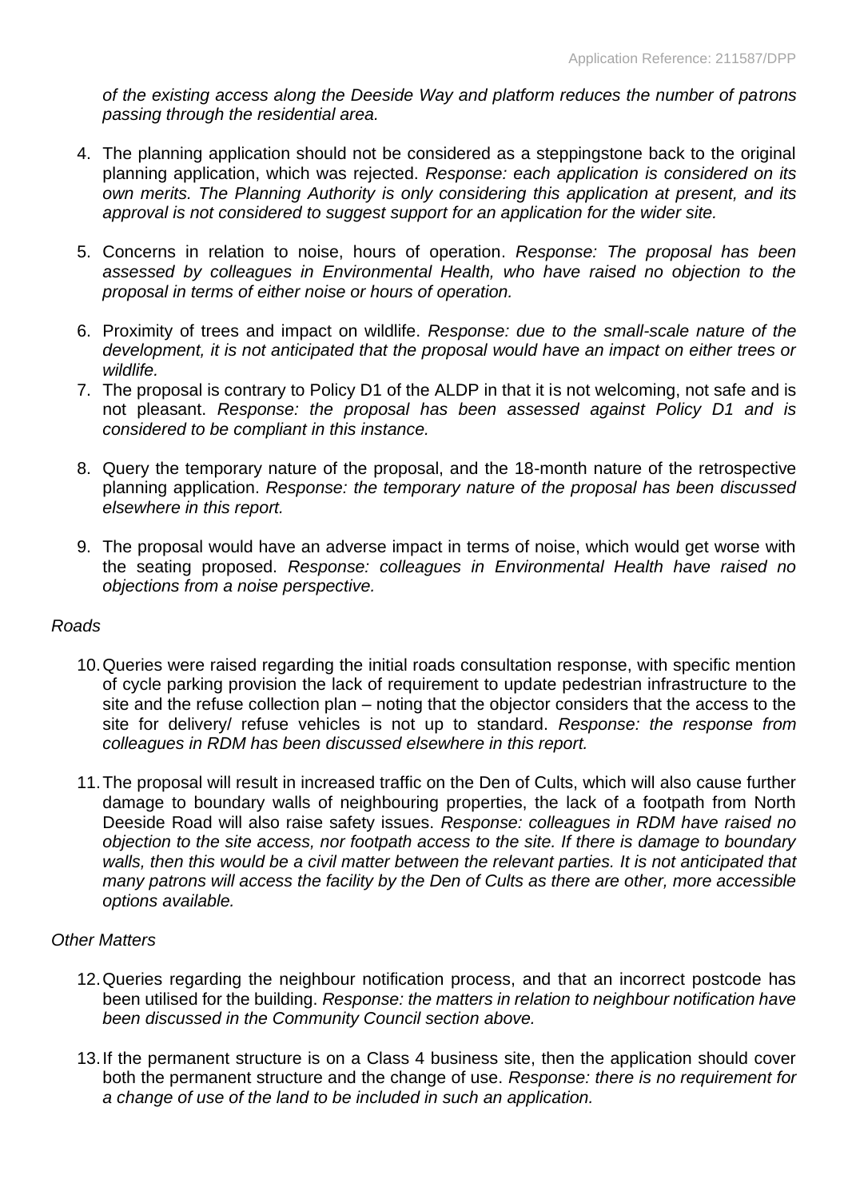*of the existing access along the Deeside Way and platform reduces the number of patrons passing through the residential area.*

4. The planning application should not be considered as a steppingstone back to the original planning application, which was rejected. *Response: each application is considered on its own merits. The Planning Authority is only considering this application at present, and its approval is not considered to suggest support for an application for the wider site.*

5. Concerns in relation to noise, hours of operation. *Response: The proposal has been assessed by colleagues in Environmental Health, who have raised no objection to the proposal in terms of either noise or hours of operation.*

6. Proximity of trees and impact on wildlife. *Response: due to the small-scale nature of the development, it is not anticipated that the proposal would have an impact on either trees or wildlife.*

7. The proposal is contrary to Policy D1 of the ALDP in that it is not welcoming, not safe and is not pleasant. *Response: the proposal has been assessed against Policy D1 and is considered to be compliant in this instance.*

8. Query the temporary nature of the proposal, and the 18-month nature of the retrospective planning application. *Response: the temporary nature of the proposal has been discussed elsewhere in this report.*

9. The proposal would have an adverse impact in terms of noise, which would get worse with the seating proposed. *Response: colleagues in Environmental Health have raised no objections from a noise perspective.*

*Roads*

10. Queries were raised regarding the initial roads consultation response, with specific mention of cycle parking provision the lack of requirement to update pedestrian infrastructure to the site and the refuse collection plan – noting that the objector considers that the access to the site for delivery/ refuse vehicles is not up to standard. *Response: the response from colleagues in RDM has been discussed elsewhere in this report.*

11. The proposal will result in increased traffic on the Den of Cults, which will also cause further damage to boundary walls of neighbouring properties, the lack of a footpath from North Deeside Road will also raise safety issues. *Response: colleagues in RDM have raised no objection to the site access, nor footpath access to the site. If there is damage to boundary walls, then this would be a civil matter between the relevant parties. It is not anticipated that many patrons will access the facility by the Den of Cults as there are other, more accessible options available.*

*Other Matters*

12. Queries regarding the neighbour notification process, and that an incorrect postcode has been utilised for the building. *Response: the matters in relation to neighbour notification have been discussed in the Community Council section above.*

13. If the permanent structure is on a Class 4 business site, then the application should cover both the permanent structure and the change of use. *Response: there is no requirement for a change of use of the land to be included in such an application.*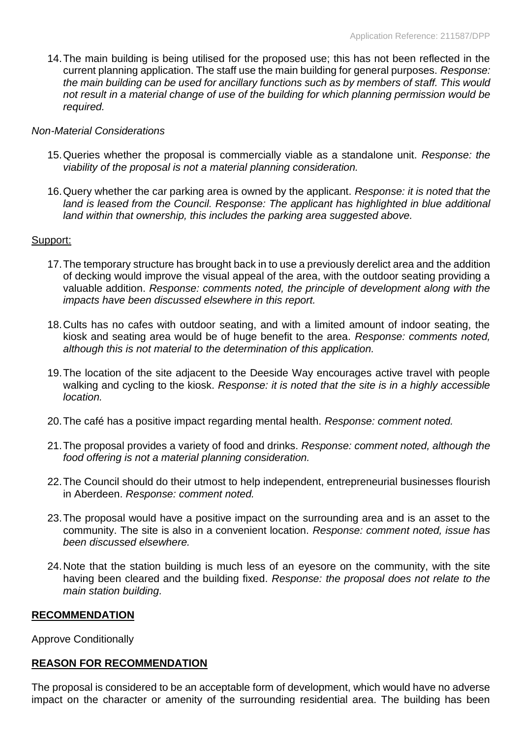14. The main building is being utilised for the proposed use; this has not been reflected in the current planning application. The staff use the main building for general purposes. *Response: the main building can be used for ancillary functions such as by members of staff. This would not result in a material change of use of the building for which planning permission would be required.*

*Non-Material Considerations*

15. Queries whether the proposal is commercially viable as a standalone unit. *Response: the viability of the proposal is not a material planning consideration.*

16. Query whether the car parking area is owned by the applicant. *Response: it is noted that the land is leased from the Council. Response: The applicant has highlighted in blue additional land within that ownership, this includes the parking area suggested above.*

Support:

17. The temporary structure has brought back in to use a previously derelict area and the addition of decking would improve the visual appeal of the area, with the outdoor seating providing a valuable addition. *Response: comments noted, the principle of development along with the impacts have been discussed elsewhere in this report.*

18. Cults has no cafes with outdoor seating, and with a limited amount of indoor seating, the kiosk and seating area would be of huge benefit to the area. *Response: comments noted, although this is not material to the determination of this application.*

19. The location of the site adjacent to the Deeside Way encourages active travel with people walking and cycling to the kiosk. *Response: it is noted that the site is in a highly accessible location.*

20. The café has a positive impact regarding mental health. *Response: comment noted.*

21. The proposal provides a variety of food and drinks. *Response: comment noted, although the food offering is not a material planning consideration.*

22. The Council should do their utmost to help independent, entrepreneurial businesses flourish in Aberdeen. *Response: comment noted.*

23. The proposal would have a positive impact on the surrounding area and is an asset to the community. The site is also in a convenient location. *Response: comment noted, issue has been discussed elsewhere.*

24. Note that the station building is much less of an eyesore on the community, with the site having been cleared and the building fixed. *Response: the proposal does not relate to the main station building.*

## **RECOMMENDATION**

Approve Conditionally

## **REASON FOR RECOMMENDATION**

The proposal is considered to be an acceptable form of development, which would have no adverse impact on the character or amenity of the surrounding residential area. The building has been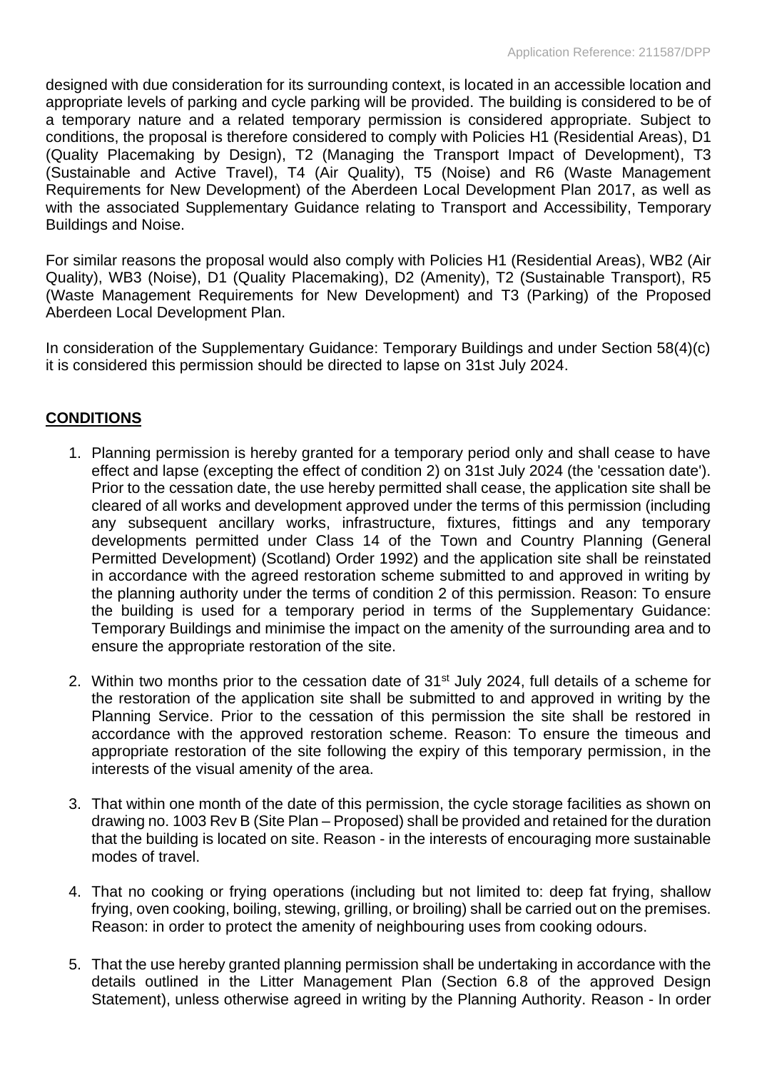designed with due consideration for its surrounding context, is located in an accessible location and appropriate levels of parking and cycle parking will be provided. The building is considered to be of a temporary nature and a related temporary permission is considered appropriate. Subject to conditions, the proposal is therefore considered to comply with Policies H1 (Residential Areas), D1 (Quality Placemaking by Design), T2 (Managing the Transport Impact of Development), T3 (Sustainable and Active Travel), T4 (Air Quality), T5 (Noise) and R6 (Waste Management Requirements for New Development) of the Aberdeen Local Development Plan 2017, as well as with the associated Supplementary Guidance relating to Transport and Accessibility, Temporary Buildings and Noise.

For similar reasons the proposal would also comply with Policies H1 (Residential Areas), WB2 (Air Quality), WB3 (Noise), D1 (Quality Placemaking), D2 (Amenity), T2 (Sustainable Transport), R5 (Waste Management Requirements for New Development) and T3 (Parking) of the Proposed Aberdeen Local Development Plan.

In consideration of the Supplementary Guidance: Temporary Buildings and under Section 58(4)(c) it is considered this permission should be directed to lapse on 31st July 2024.

## CONDITIONS

1. Planning permission is hereby granted for a temporary period only and shall cease to have effect and lapse (excepting the effect of condition 2) on 31st July 2024 (the 'cessation date'). Prior to the cessation date, the use hereby permitted shall cease, the application site shall be cleared of all works and development approved under the terms of this permission (including any subsequent ancillary works, infrastructure, fixtures, fittings and any temporary developments permitted under Class 14 of the Town and Country Planning (General Permitted Development) (Scotland) Order 1992) and the application site shall be reinstated in accordance with the agreed restoration scheme submitted to and approved in writing by the planning authority under the terms of condition 2 of this permission. Reason: To ensure the building is used for a temporary period in terms of the Supplementary Guidance: Temporary Buildings and minimise the impact on the amenity of the surrounding area and to ensure the appropriate restoration of the site.

2. Within two months prior to the cessation date of 31st July 2024, full details of a scheme for the restoration of the application site shall be submitted to and approved in writing by the Planning Service. Prior to the cessation of this permission the site shall be restored in accordance with the approved restoration scheme. Reason: To ensure the timeous and appropriate restoration of the site following the expiry of this temporary permission, in the interests of the visual amenity of the area.

3. That within one month of the date of this permission, the cycle storage facilities as shown on drawing no. 1003 Rev B (Site Plan – Proposed) shall be provided and retained for the duration that the building is located on site. Reason - in the interests of encouraging more sustainable modes of travel.

4. That no cooking or frying operations (including but not limited to: deep fat frying, shallow frying, oven cooking, boiling, stewing, grilling, or broiling) shall be carried out on the premises. Reason: in order to protect the amenity of neighbouring uses from cooking odours.

5. That the use hereby granted planning permission shall be undertaking in accordance with the details outlined in the Litter Management Plan (Section 6.8 of the approved Design Statement), unless otherwise agreed in writing by the Planning Authority. Reason - In order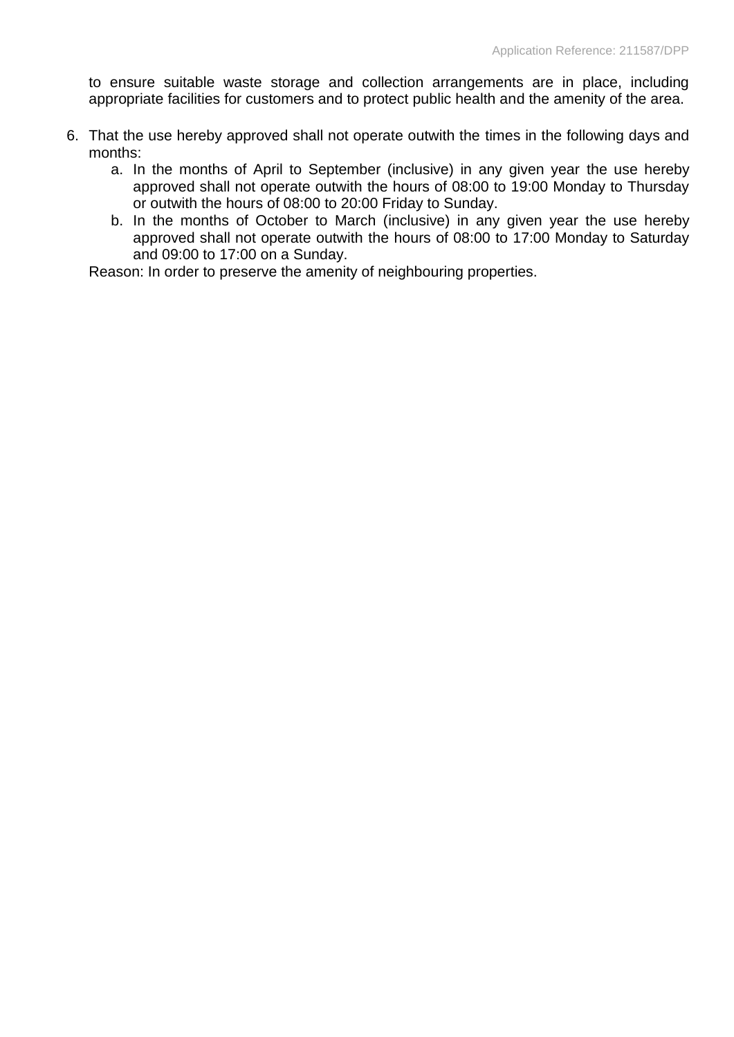to ensure suitable waste storage and collection arrangements are in place, including appropriate facilities for customers and to protect public health and the amenity of the area.

6. That the use hereby approved shall not operate outwith the times in the following days and months:
    a. In the months of April to September (inclusive) in any given year the use hereby approved shall not operate outwith the hours of 08:00 to 19:00 Monday to Thursday or outwith the hours of 08:00 to 20:00 Friday to Sunday.
    b. In the months of October to March (inclusive) in any given year the use hereby approved shall not operate outwith the hours of 08:00 to 17:00 Monday to Saturday and 09:00 to 17:00 on a Sunday.

    Reason: In order to preserve the amenity of neighbouring properties.